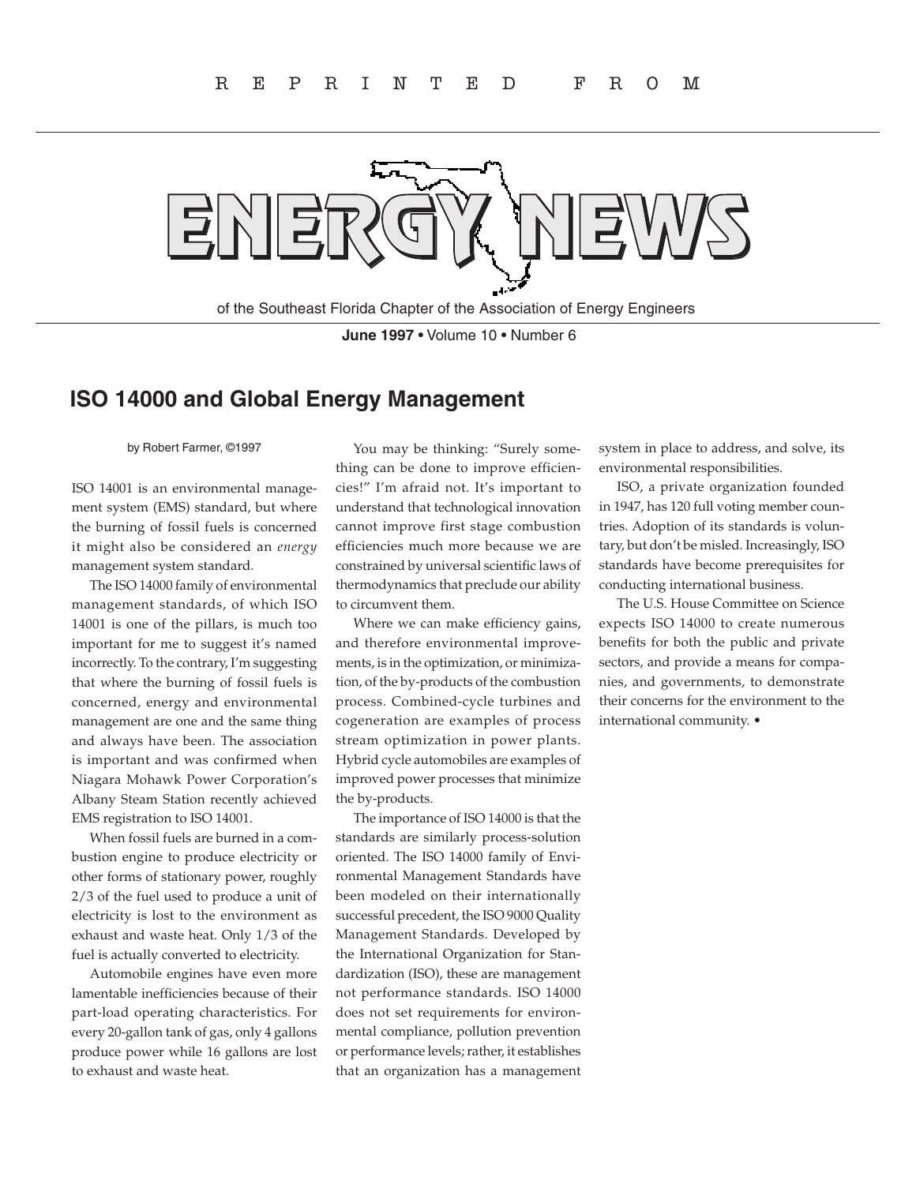REPRINTED FROM

# ENERGY NEWS

of the Southeast Florida Chapter of the Association of Energy Engineers

**June 1997** • Volume 10 • Number 6

## ISO 14000 and Global Energy Management

by Robert Farmer, ©1997

ISO 14001 is an environmental management system (EMS) standard, but where the burning of fossil fuels is concerned it might also be considered an *energy* management system standard.

The ISO 14000 family of environmental management standards, of which ISO 14001 is one of the pillars, is much too important for me to suggest it's named incorrectly. To the contrary, I'm suggesting that where the burning of fossil fuels is concerned, energy and environmental management are one and the same thing and always have been. The association is important and was confirmed when Niagara Mohawk Power Corporation's Albany Steam Station recently achieved EMS registration to ISO 14001.

When fossil fuels are burned in a combustion engine to produce electricity or other forms of stationary power, roughly 2/3 of the fuel used to produce a unit of electricity is lost to the environment as exhaust and waste heat. Only 1/3 of the fuel is actually converted to electricity.

Automobile engines have even more lamentable inefficiencies because of their part-load operating characteristics. For every 20-gallon tank of gas, only 4 gallons produce power while 16 gallons are lost to exhaust and waste heat.

You may be thinking: "Surely something can be done to improve efficiencies!" I'm afraid not. It's important to understand that technological innovation cannot improve first stage combustion efficiencies much more because we are constrained by universal scientific laws of thermodynamics that preclude our ability to circumvent them.

Where we can make efficiency gains, and therefore environmental improvements, is in the optimization, or minimization, of the by-products of the combustion process. Combined-cycle turbines and cogeneration are examples of process stream optimization in power plants. Hybrid cycle automobiles are examples of improved power processes that minimize the by-products.

The importance of ISO 14000 is that the standards are similarly process-solution oriented. The ISO 14000 family of Environmental Management Standards have been modeled on their internationally successful precedent, the ISO 9000 Quality Management Standards. Developed by the International Organization for Standardization (ISO), these are management not performance standards. ISO 14000 does not set requirements for environmental compliance, pollution prevention or performance levels; rather, it establishes that an organization has a management system in place to address, and solve, its environmental responsibilities.

ISO, a private organization founded in 1947, has 120 full voting member countries. Adoption of its standards is voluntary, but don't be misled. Increasingly, ISO standards have become prerequisites for conducting international business.

The U.S. House Committee on Science expects ISO 14000 to create numerous benefits for both the public and private sectors, and provide a means for companies, and governments, to demonstrate their concerns for the environment to the international community. •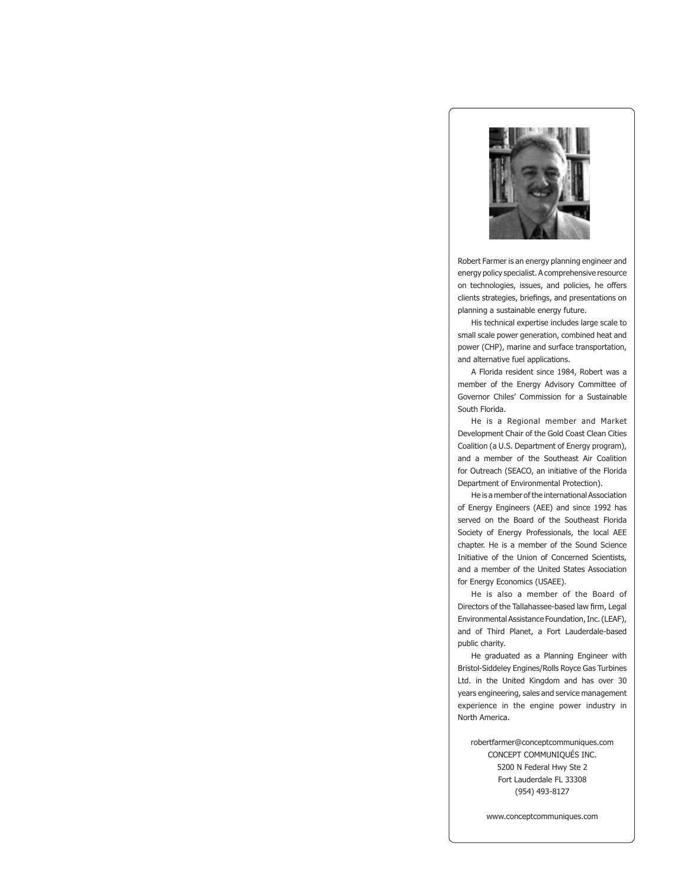Robert Farmer is an energy planning engineer and energy policy specialist. A comprehensive resource on technologies, issues, and policies, he offers clients strategies, briefings, and presentations on planning a sustainable energy future.

His technical expertise includes large scale to small scale power generation, combined heat and power (CHP), marine and surface transportation, and alternative fuel applications.

A Florida resident since 1984, Robert was a member of the Energy Advisory Committee of Governor Chiles' Commission for a Sustainable South Florida.

He is a Regional member and Market Development Chair of the Gold Coast Clean Cities Coalition (a U.S. Department of Energy program), and a member of the Southeast Air Coalition for Outreach (SEACO, an initiative of the Florida Department of Environmental Protection).

He is a member of the international Association of Energy Engineers (AEE) and since 1992 has served on the Board of the Southeast Florida Society of Energy Professionals, the local AEE chapter. He is a member of the Sound Science Initiative of the Union of Concerned Scientists, and a member of the United States Association for Energy Economics (USAEE).

He is also a member of the Board of Directors of the Tallahassee-based law firm, Legal Environmental Assistance Foundation, Inc. (LEAF), and of Third Planet, a Fort Lauderdale-based public charity.

He graduated as a Planning Engineer with Bristol-Siddeley Engines/Rolls Royce Gas Turbines Ltd. in the United Kingdom and has over 30 years engineering, sales and service management experience in the engine power industry in North America.

robertfarmer@conceptcommuniques.com
CONCEPT COMMUNIQUÉS INC.
5200 N Federal Hwy Ste 2
Fort Lauderdale FL 33308
(954) 493-8127

www.conceptcommuniques.com